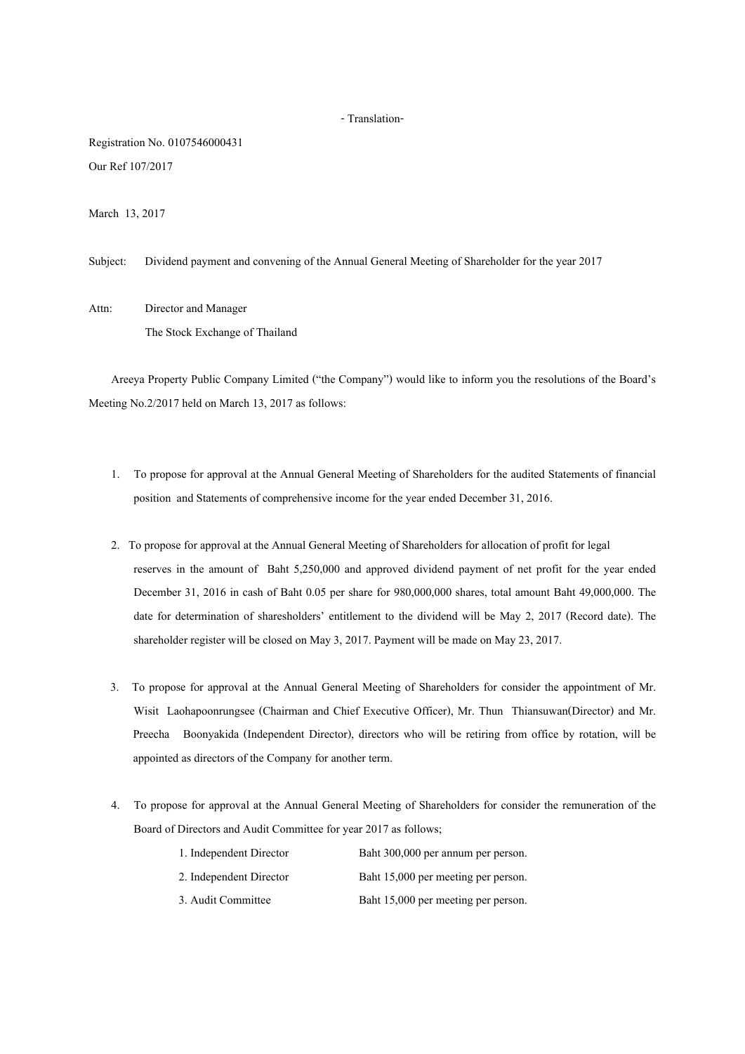- Translation-

Registration No. 0107546000431

Our Ref 107/2017

March 13, 2017

Subject: Dividend payment and convening of the Annual General Meeting of Shareholder for the year 2017

Attn: Director and Manager
The Stock Exchange of Thailand

Areeya Property Public Company Limited ("the Company") would like to inform you the resolutions of the Board's Meeting No.2/2017 held on March 13, 2017 as follows:

1. To propose for approval at the Annual General Meeting of Shareholders for the audited Statements of financial position and Statements of comprehensive income for the year ended December 31, 2016.

2. To propose for approval at the Annual General Meeting of Shareholders for allocation of profit for legal reserves in the amount of Baht 5,250,000 and approved dividend payment of net profit for the year ended December 31, 2016 in cash of Baht 0.05 per share for 980,000,000 shares, total amount Baht 49,000,000. The date for determination of sharesholders' entitlement to the dividend will be May 2, 2017 (Record date). The shareholder register will be closed on May 3, 2017. Payment will be made on May 23, 2017.

3. To propose for approval at the Annual General Meeting of Shareholders for consider the appointment of Mr. Wisit Laohapoonrungsee (Chairman and Chief Executive Officer), Mr. Thun Thiansuwan(Director) and Mr. Preecha Boonyakida (Independent Director), directors who will be retiring from office by rotation, will be appointed as directors of the Company for another term.

4. To propose for approval at the Annual General Meeting of Shareholders for consider the remuneration of the Board of Directors and Audit Committee for year 2017 as follows;

| | |
|---|---|
| 1. Independent Director | Baht 300,000 per annum per person. |
| 2. Independent Director | Baht 15,000 per meeting per person. |
| 3. Audit Committee | Baht 15,000 per meeting per person. |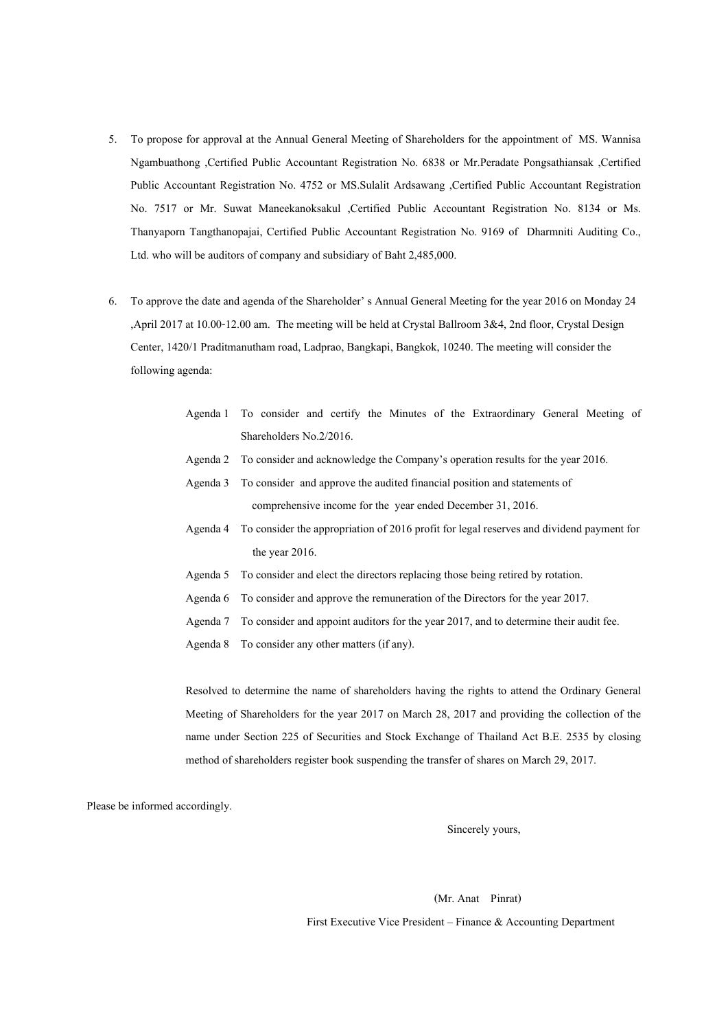5. To propose for approval at the Annual General Meeting of Shareholders for the appointment of MS. Wannisa Ngambuathong ,Certified Public Accountant Registration No. 6838 or Mr.Peradate Pongsathiansak ,Certified Public Accountant Registration No. 4752 or MS.Sulalit Ardsawang ,Certified Public Accountant Registration No. 7517 or Mr. Suwat Maneekanoksakul ,Certified Public Accountant Registration No. 8134 or Ms. Thanyaporn Tangthanopajai, Certified Public Accountant Registration No. 9169 of Dharmniti Auditing Co., Ltd. who will be auditors of company and subsidiary of Baht 2,485,000.

6. To approve the date and agenda of the Shareholder' s Annual General Meeting for the year 2016 on Monday 24 ,April 2017 at 10.00-12.00 am. The meeting will be held at Crystal Ballroom 3&4, 2nd floor, Crystal Design Center, 1420/1 Praditmanutham road, Ladprao, Bangkapi, Bangkok, 10240. The meeting will consider the following agenda:

   Agenda 1 To consider and certify the Minutes of the Extraordinary General Meeting of Shareholders No.2/2016.

   Agenda 2 To consider and acknowledge the Company's operation results for the year 2016.

   Agenda 3 To consider and approve the audited financial position and statements of comprehensive income for the year ended December 31, 2016.

   Agenda 4 To consider the appropriation of 2016 profit for legal reserves and dividend payment for the year 2016.

   Agenda 5 To consider and elect the directors replacing those being retired by rotation.

   Agenda 6 To consider and approve the remuneration of the Directors for the year 2017.

   Agenda 7 To consider and appoint auditors for the year 2017, and to determine their audit fee.

   Agenda 8 To consider any other matters (if any).

   Resolved to determine the name of shareholders having the rights to attend the Ordinary General Meeting of Shareholders for the year 2017 on March 28, 2017 and providing the collection of the name under Section 225 of Securities and Stock Exchange of Thailand Act B.E. 2535 by closing method of shareholders register book suspending the transfer of shares on March 29, 2017.

Please be informed accordingly.

Sincerely yours,

(Mr. Anat Pinrat)

First Executive Vice President – Finance & Accounting Department